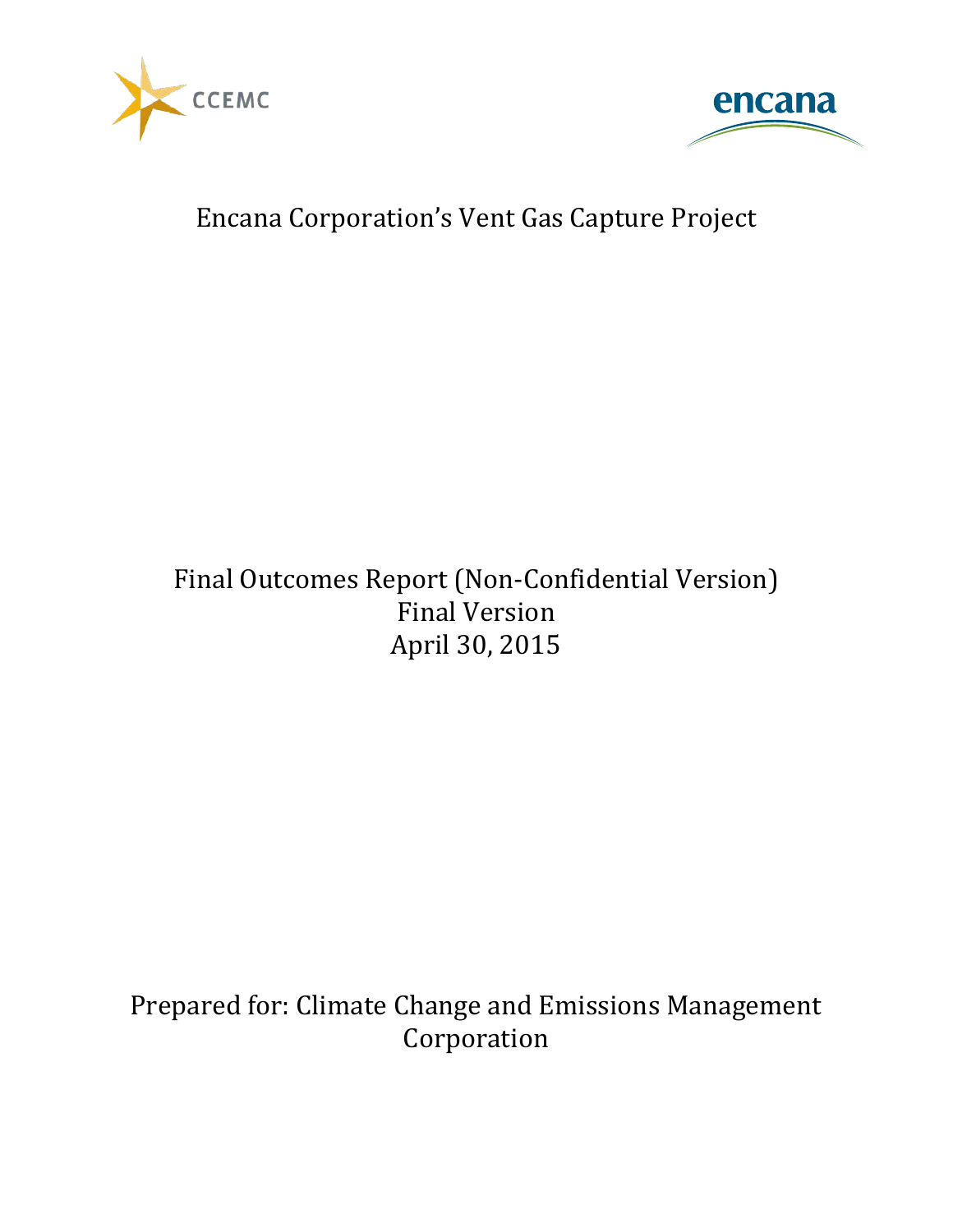CCEMC

encana

# Encana Corporation's Vent Gas Capture Project

Final Outcomes Report (Non-Confidential Version)

Final Version

April 30, 2015

Prepared for: Climate Change and Emissions Management Corporation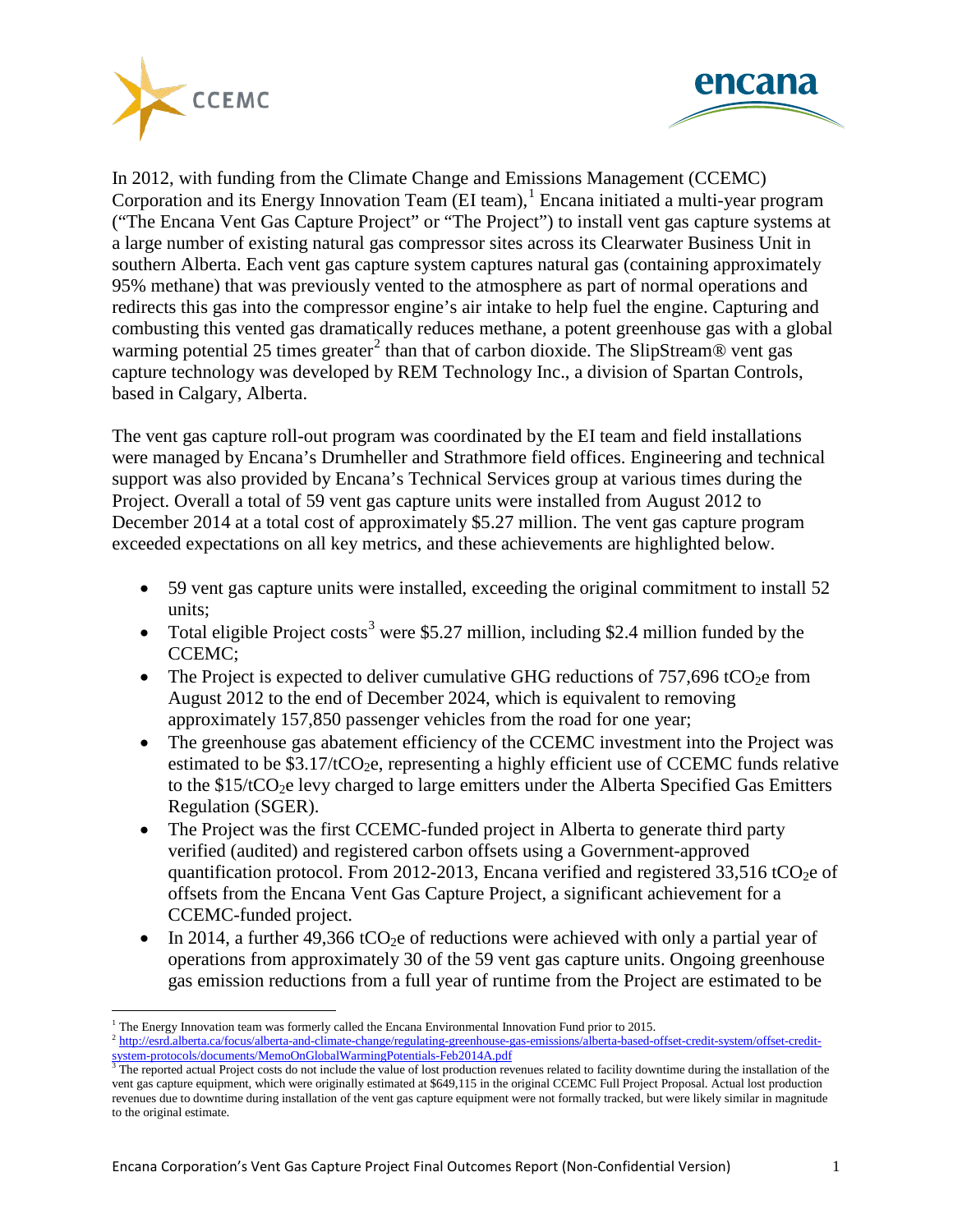In 2012, with funding from the Climate Change and Emissions Management (CCEMC) Corporation and its Energy Innovation Team (EI team),[1] Encana initiated a multi-year program ("The Encana Vent Gas Capture Project" or "The Project") to install vent gas capture systems at a large number of existing natural gas compressor sites across its Clearwater Business Unit in southern Alberta. Each vent gas capture system captures natural gas (containing approximately 95% methane) that was previously vented to the atmosphere as part of normal operations and redirects this gas into the compressor engine's air intake to help fuel the engine. Capturing and combusting this vented gas dramatically reduces methane, a potent greenhouse gas with a global warming potential 25 times greater[2] than that of carbon dioxide. The SlipStream® vent gas capture technology was developed by REM Technology Inc., a division of Spartan Controls, based in Calgary, Alberta.

The vent gas capture roll-out program was coordinated by the EI team and field installations were managed by Encana's Drumheller and Strathmore field offices. Engineering and technical support was also provided by Encana's Technical Services group at various times during the Project. Overall a total of 59 vent gas capture units were installed from August 2012 to December 2014 at a total cost of approximately $5.27 million. The vent gas capture program exceeded expectations on all key metrics, and these achievements are highlighted below.

- 59 vent gas capture units were installed, exceeding the original commitment to install 52 units;
- Total eligible Project costs[3] were $5.27 million, including $2.4 million funded by the CCEMC;
- The Project is expected to deliver cumulative GHG reductions of 757,696 $tCO_2e$ from August 2012 to the end of December 2024, which is equivalent to removing approximately 157,850 passenger vehicles from the road for one year;
- The greenhouse gas abatement efficiency of the CCEMC investment into the Project was estimated to be $3.17/$tCO_2e$, representing a highly efficient use of CCEMC funds relative to the $15/$tCO_2e$ levy charged to large emitters under the Alberta Specified Gas Emitters Regulation (SGER).
- The Project was the first CCEMC-funded project in Alberta to generate third party verified (audited) and registered carbon offsets using a Government-approved quantification protocol. From 2012-2013, Encana verified and registered 33,516 $tCO_2e$ of offsets from the Encana Vent Gas Capture Project, a significant achievement for a CCEMC-funded project.
- In 2014, a further 49,366 $tCO_2e$ of reductions were achieved with only a partial year of operations from approximately 30 of the 59 vent gas capture units. Ongoing greenhouse gas emission reductions from a full year of runtime from the Project are estimated to be

---

[1] The Energy Innovation team was formerly called the Encana Environmental Innovation Fund prior to 2015.

[2] http://esrd.alberta.ca/focus/alberta-and-climate-change/regulating-greenhouse-gas-emissions/alberta-based-offset-credit-system/offset-credit-system-protocols/documents/MemoOnGlobalWarmingPotentials-Feb2014A.pdf

[3] The reported actual Project costs do not include the value of lost production revenues related to facility downtime during the installation of the vent gas capture equipment, which were originally estimated at $649,115 in the original CCEMC Full Project Proposal. Actual lost production revenues due to downtime during installation of the vent gas capture equipment were not formally tracked, but were likely similar in magnitude to the original estimate.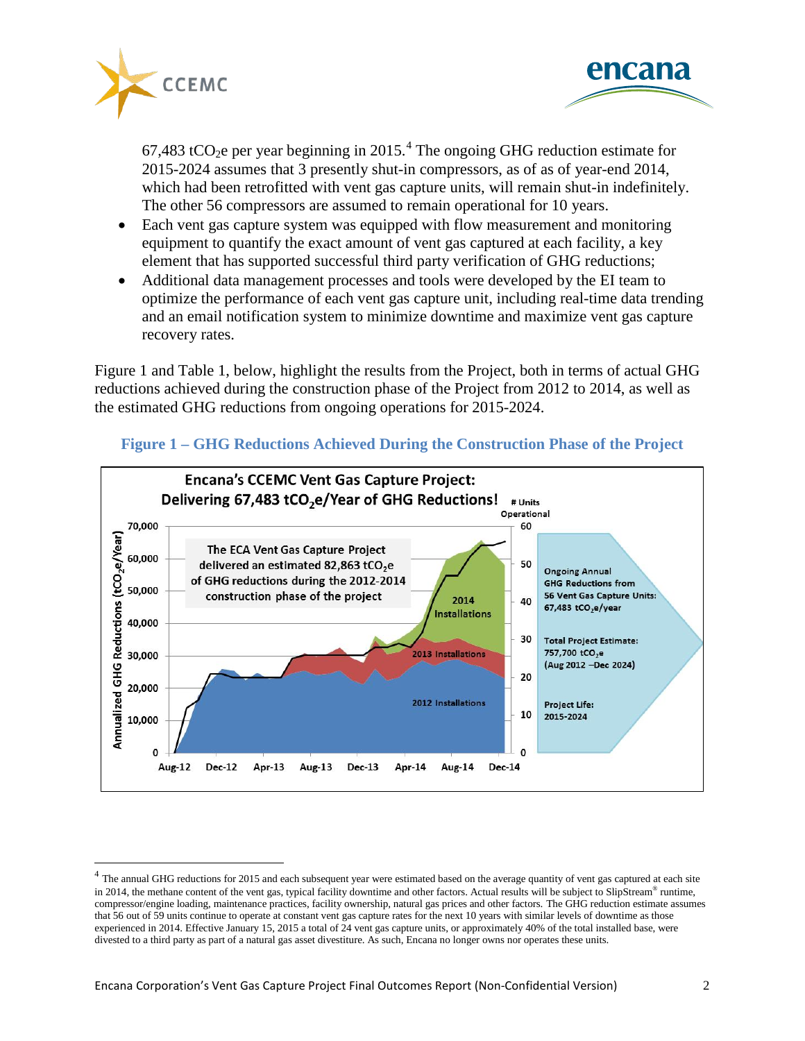67,483 t$CO_2$e per year beginning in 2015.[4] The ongoing GHG reduction estimate for 2015-2024 assumes that 3 presently shut-in compressors, as of as of year-end 2014, which had been retrofitted with vent gas capture units, will remain shut-in indefinitely. The other 56 compressors are assumed to remain operational for 10 years.

- Each vent gas capture system was equipped with flow measurement and monitoring equipment to quantify the exact amount of vent gas captured at each facility, a key element that has supported successful third party verification of GHG reductions;
- Additional data management processes and tools were developed by the EI team to optimize the performance of each vent gas capture unit, including real-time data trending and an email notification system to minimize downtime and maximize vent gas capture recovery rates.

Figure 1 and Table 1, below, highlight the results from the Project, both in terms of actual GHG reductions achieved during the construction phase of the Project from 2012 to 2014, as well as the estimated GHG reductions from ongoing operations for 2015-2024.

### Figure 1 – GHG Reductions Achieved During the Construction Phase of the Project

Encana's CCEMC Vent Gas Capture Project: Delivering 67,483 t$CO_2$e/Year of GHG Reductions!

The ECA Vent Gas Capture Project delivered an estimated 82,863 t$CO_2$e of GHG reductions during the 2012-2014 construction phase of the project

Ongoing Annual GHG Reductions from 56 Vent Gas Capture Units: 67,483 t$CO_2$e/year

Total Project Estimate: 757,700 t$CO_2$e (Aug 2012 –Dec 2024)

Project Life: 2015-2024

---

[4] The annual GHG reductions for 2015 and each subsequent year were estimated based on the average quantity of vent gas captured at each site in 2014, the methane content of the vent gas, typical facility downtime and other factors. Actual results will be subject to SlipStream® runtime, compressor/engine loading, maintenance practices, facility ownership, natural gas prices and other factors. The GHG reduction estimate assumes that 56 out of 59 units continue to operate at constant vent gas capture rates for the next 10 years with similar levels of downtime as those experienced in 2014. Effective January 15, 2015 a total of 24 vent gas capture units, or approximately 40% of the total installed base, were divested to a third party as part of a natural gas asset divestiture. As such, Encana no longer owns nor operates these units.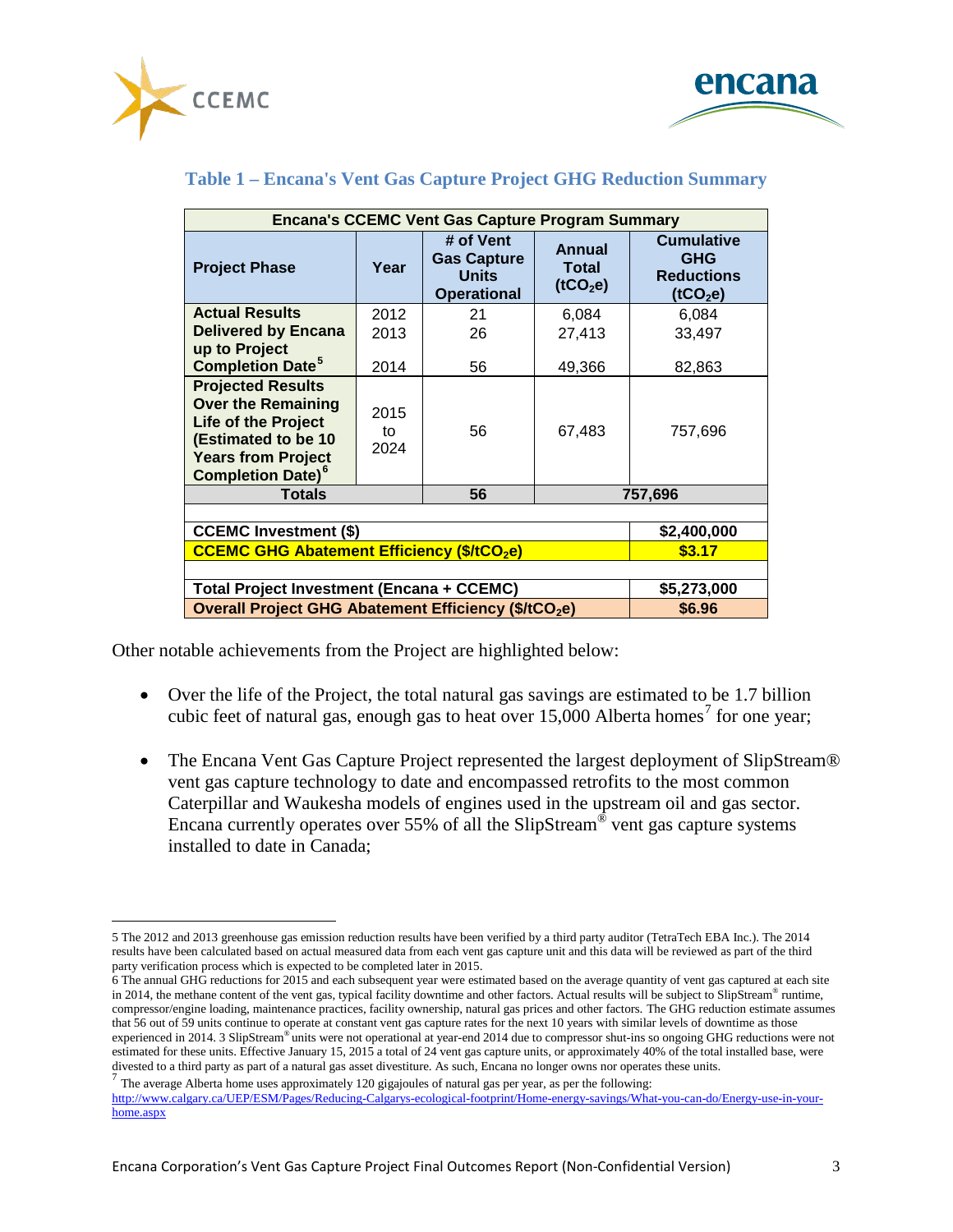### Table 1 – Encana's Vent Gas Capture Project GHG Reduction Summary

| Encana's CCEMC Vent Gas Capture Program Summary | | | | |
|---|---|---|---|---|
| **Project Phase** | **Year** | **# of Vent Gas Capture Units Operational** | **Annual Total ($tCO_2e$)** | **Cumulative GHG Reductions ($tCO_2e$)** |
| **Actual Results Delivered by Encana up to Project Completion Date[5]** | 2012 | 21 | 6,084 | 6,084 |
| | 2013 | 26 | 27,413 | 33,497 |
| | 2014 | 56 | 49,366 | 82,863 |
| **Projected Results Over the Remaining Life of the Project (Estimated to be 10 Years from Project Completion Date)[6]** | 2015 to 2024 | 56 | 67,483 | 757,696 |
| **Totals** | | **56** | **757,696** | |
| | | | | |
| **CCEMC Investment ($)** | | | | **$2,400,000** |
| **CCEMC GHG Abatement Efficiency ($/$tCO_2e$)** | | | | **$3.17** |
| | | | | |
| **Total Project Investment (Encana + CCEMC)** | | | | **$5,273,000** |
| **Overall Project GHG Abatement Efficiency ($/$tCO_2e$)** | | | | **$6.96** |

Other notable achievements from the Project are highlighted below:

- Over the life of the Project, the total natural gas savings are estimated to be 1.7 billion cubic feet of natural gas, enough gas to heat over 15,000 Alberta homes[7] for one year;

- The Encana Vent Gas Capture Project represented the largest deployment of SlipStream® vent gas capture technology to date and encompassed retrofits to the most common Caterpillar and Waukesha models of engines used in the upstream oil and gas sector. Encana currently operates over 55% of all the SlipStream® vent gas capture systems installed to date in Canada;

---

5 The 2012 and 2013 greenhouse gas emission reduction results have been verified by a third party auditor (TetraTech EBA Inc.). The 2014 results have been calculated based on actual measured data from each vent gas capture unit and this data will be reviewed as part of the third party verification process which is expected to be completed later in 2015.

6 The annual GHG reductions for 2015 and each subsequent year were estimated based on the average quantity of vent gas captured at each site in 2014, the methane content of the vent gas, typical facility downtime and other factors. Actual results will be subject to SlipStream® runtime, compressor/engine loading, maintenance practices, facility ownership, natural gas prices and other factors. The GHG reduction estimate assumes that 56 out of 59 units continue to operate at constant vent gas capture rates for the next 10 years with similar levels of downtime as those experienced in 2014. 3 SlipStream® units were not operational at year-end 2014 due to compressor shut-ins so ongoing GHG reductions were not estimated for these units. Effective January 15, 2015 a total of 24 vent gas capture units, or approximately 40% of the total installed base, were divested to a third party as part of a natural gas asset divestiture. As such, Encana no longer owns nor operates these units.

7 The average Alberta home uses approximately 120 gigajoules of natural gas per year, as per the following: http://www.calgary.ca/UEP/ESM/Pages/Reducing-Calgarys-ecological-footprint/Home-energy-savings/What-you-can-do/Energy-use-in-your-home.aspx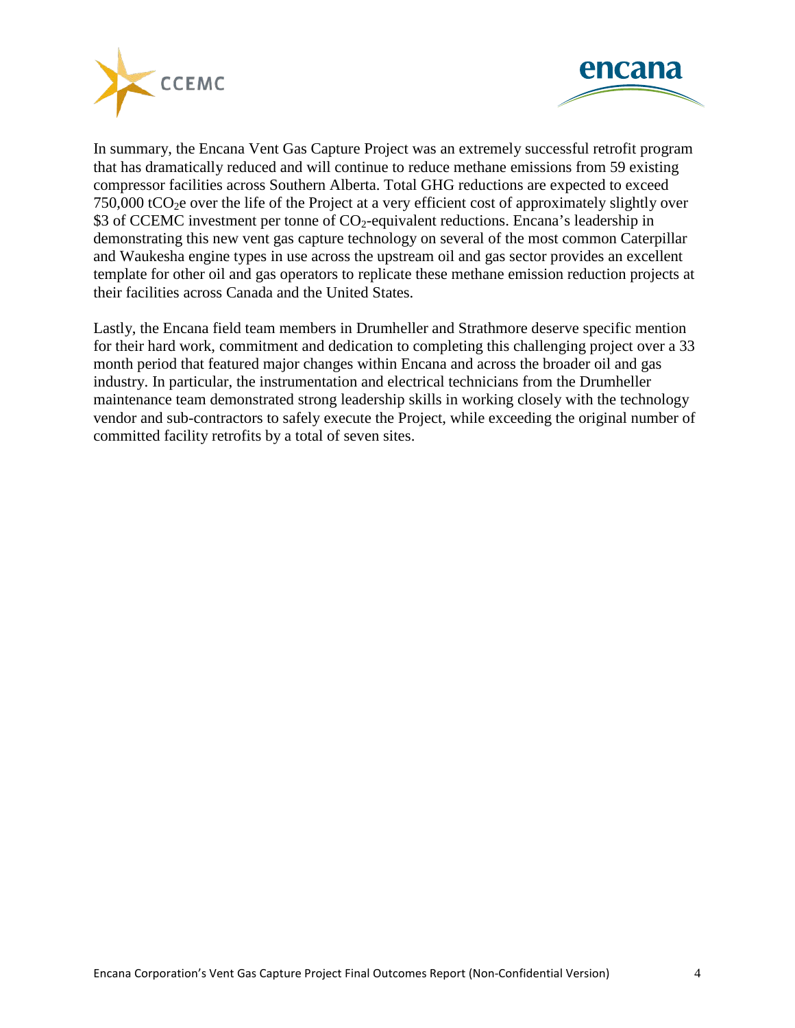In summary, the Encana Vent Gas Capture Project was an extremely successful retrofit program that has dramatically reduced and will continue to reduce methane emissions from 59 existing compressor facilities across Southern Alberta. Total GHG reductions are expected to exceed 750,000 $tCO_2e$ over the life of the Project at a very efficient cost of approximately slightly over $3 of CCEMC investment per tonne of $CO_2$-equivalent reductions. Encana's leadership in demonstrating this new vent gas capture technology on several of the most common Caterpillar and Waukesha engine types in use across the upstream oil and gas sector provides an excellent template for other oil and gas operators to replicate these methane emission reduction projects at their facilities across Canada and the United States.

Lastly, the Encana field team members in Drumheller and Strathmore deserve specific mention for their hard work, commitment and dedication to completing this challenging project over a 33 month period that featured major changes within Encana and across the broader oil and gas industry. In particular, the instrumentation and electrical technicians from the Drumheller maintenance team demonstrated strong leadership skills in working closely with the technology vendor and sub-contractors to safely execute the Project, while exceeding the original number of committed facility retrofits by a total of seven sites.